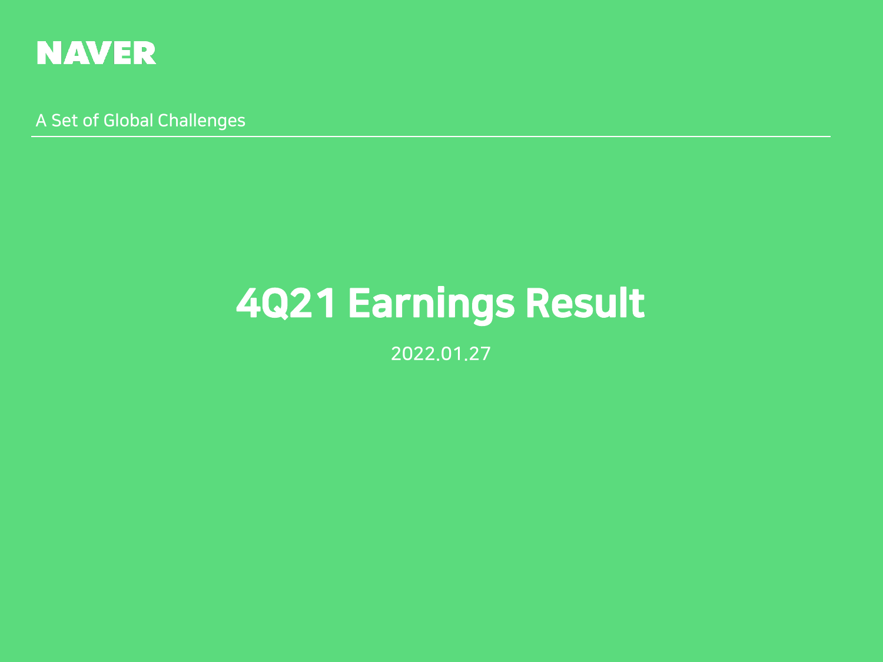NAVER

A Set of Global Challenges

# 4Q21 Earnings Result

2022.01.27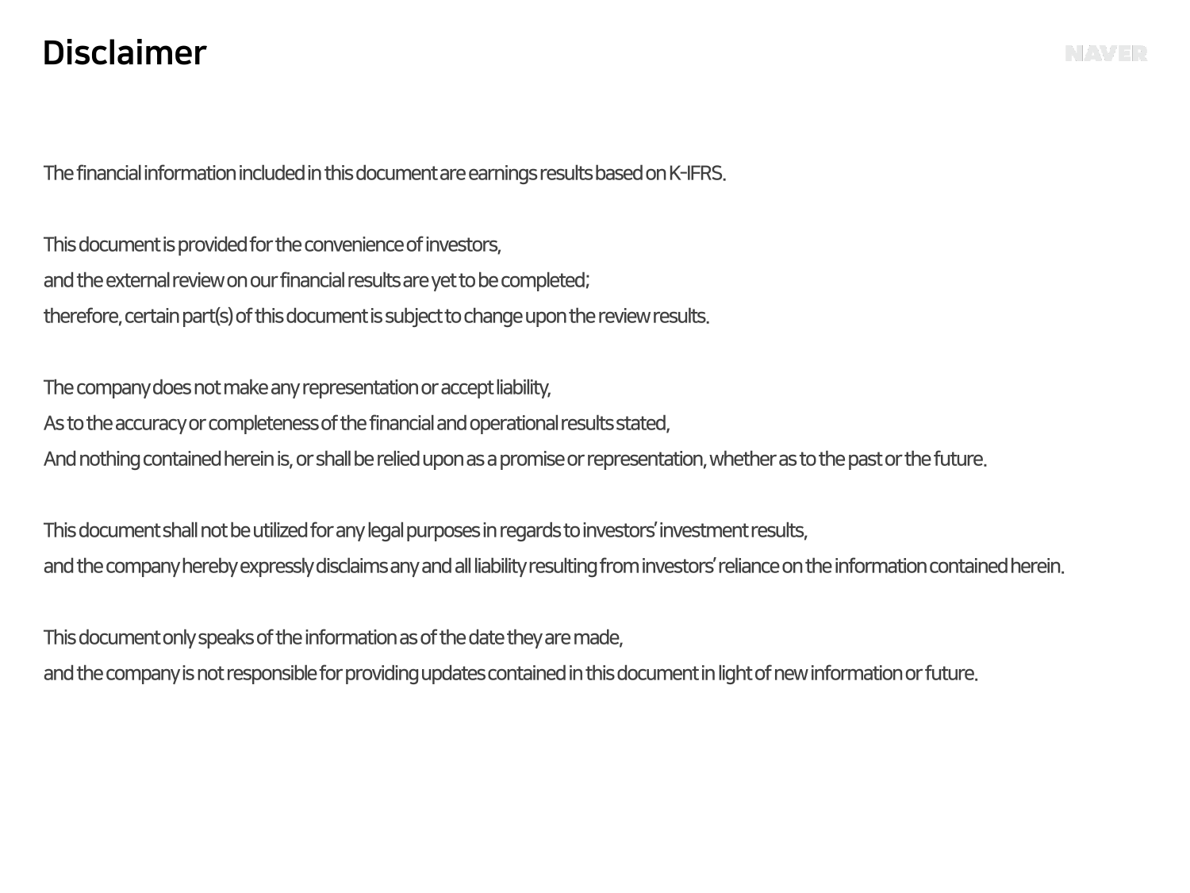# Disclaimer

The financial information included in this document are earnings results based on K-IFRS.

This document is provided for the convenience of investors,
and the external review on our financial results are yet to be completed;
therefore, certain part(s) of this document is subject to change upon the review results.

The company does not make any representation or accept liability,
As to the accuracy or completeness of the financial and operational results stated,
And nothing contained herein is, or shall be relied upon as a promise or representation, whether as to the past or the future.

This document shall not be utilized for any legal purposes in regards to investors' investment results,
and the company hereby expressly disclaims any and all liability resulting from investors' reliance on the information contained herein.

This document only speaks of the information as of the date they are made,
and the company is not responsible for providing updates contained in this document in light of new information or future.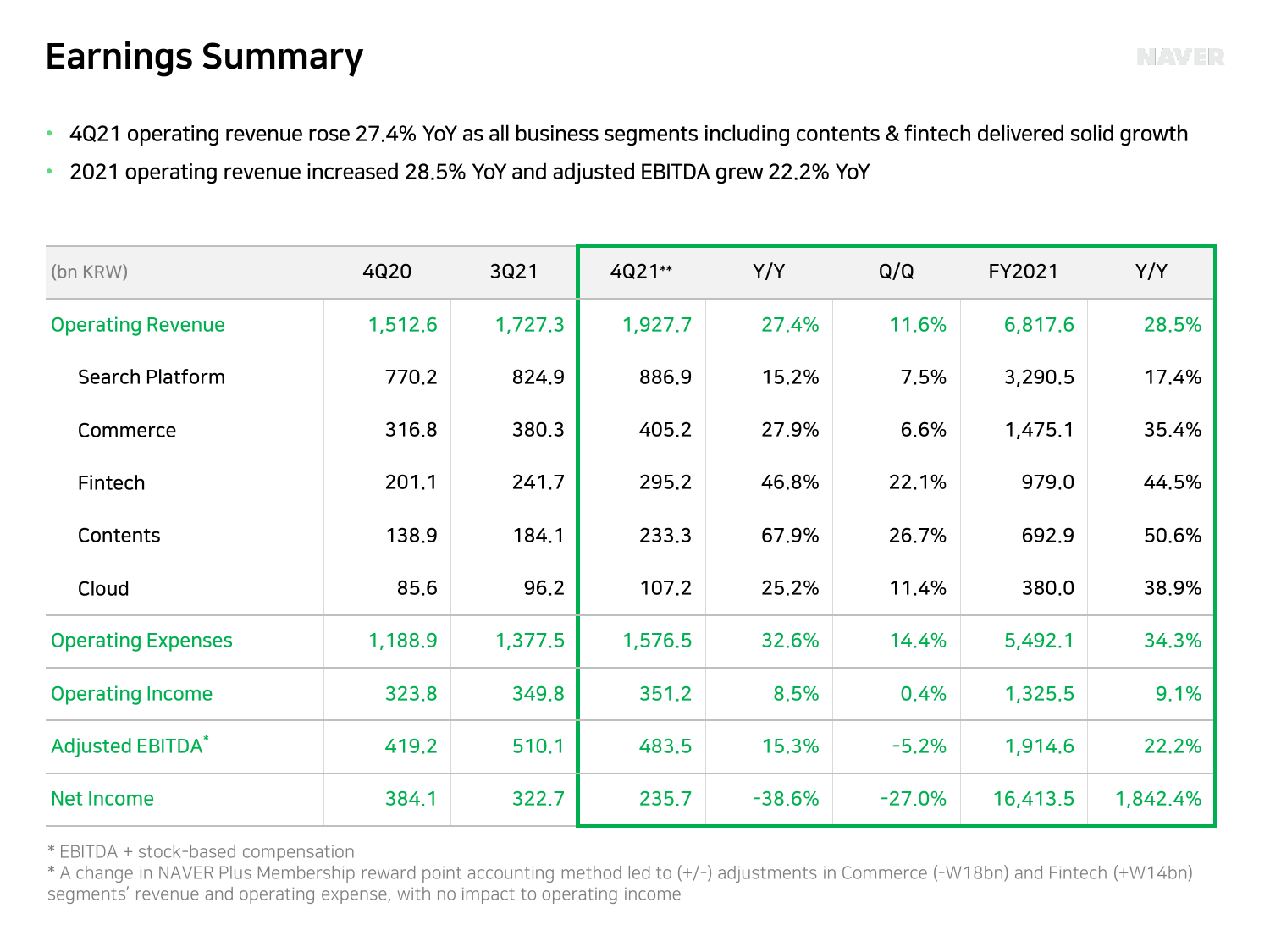# Earnings Summary

- 4Q21 operating revenue rose 27.4% YoY as all business segments including contents & fintech delivered solid growth
- 2021 operating revenue increased 28.5% YoY and adjusted EBITDA grew 22.2% YoY

| (bn KRW) | 4Q20 | 3Q21 | 4Q21** | Y/Y | Q/Q | FY2021 | Y/Y |
|---|---|---|---|---|---|---|---|
| Operating Revenue | 1,512.6 | 1,727.3 | 1,927.7 | 27.4% | 11.6% | 6,817.6 | 28.5% |
| Search Platform | 770.2 | 824.9 | 886.9 | 15.2% | 7.5% | 3,290.5 | 17.4% |
| Commerce | 316.8 | 380.3 | 405.2 | 27.9% | 6.6% | 1,475.1 | 35.4% |
| Fintech | 201.1 | 241.7 | 295.2 | 46.8% | 22.1% | 979.0 | 44.5% |
| Contents | 138.9 | 184.1 | 233.3 | 67.9% | 26.7% | 692.9 | 50.6% |
| Cloud | 85.6 | 96.2 | 107.2 | 25.2% | 11.4% | 380.0 | 38.9% |
| Operating Expenses | 1,188.9 | 1,377.5 | 1,576.5 | 32.6% | 14.4% | 5,492.1 | 34.3% |
| Operating Income | 323.8 | 349.8 | 351.2 | 8.5% | 0.4% | 1,325.5 | 9.1% |
| Adjusted EBITDA* | 419.2 | 510.1 | 483.5 | 15.3% | -5.2% | 1,914.6 | 22.2% |
| Net Income | 384.1 | 322.7 | 235.7 | -38.6% | -27.0% | 16,413.5 | 1,842.4% |

\* EBITDA + stock-based compensation

\* A change in NAVER Plus Membership reward point accounting method led to (+/-) adjustments in Commerce (-W18bn) and Fintech (+W14bn) segments' revenue and operating expense, with no impact to operating income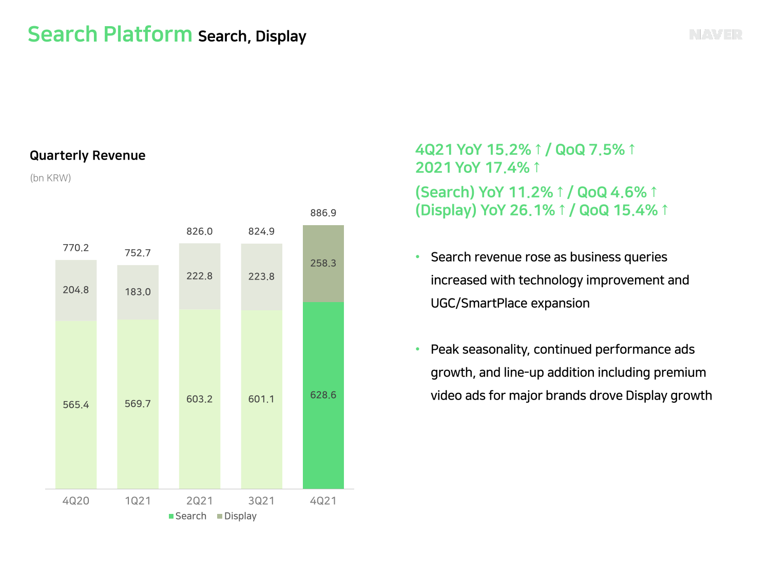# Search Platform Search, Display

## Quarterly Revenue

(bn KRW)

| | 4Q20 | 1Q21 | 2Q21 | 3Q21 | 4Q21 |
|---|---|---|---|---|---|
| Search | 565.4 | 569.7 | 603.2 | 601.1 | 628.6 |
| Display | 204.8 | 183.0 | 222.8 | 223.8 | 258.3 |
| Total | 770.2 | 752.7 | 826.0 | 824.9 | 886.9 |

**4Q21 YoY 15.2%↑ / QoQ 7.5%↑**
**2021 YoY 17.4%↑**

**(Search) YoY 11.2%↑ / QoQ 4.6%↑**
**(Display) YoY 26.1%↑ / QoQ 15.4%↑**

- Search revenue rose as business queries increased with technology improvement and UGC/SmartPlace expansion
- Peak seasonality, continued performance ads growth, and line-up addition including premium video ads for major brands drove Display growth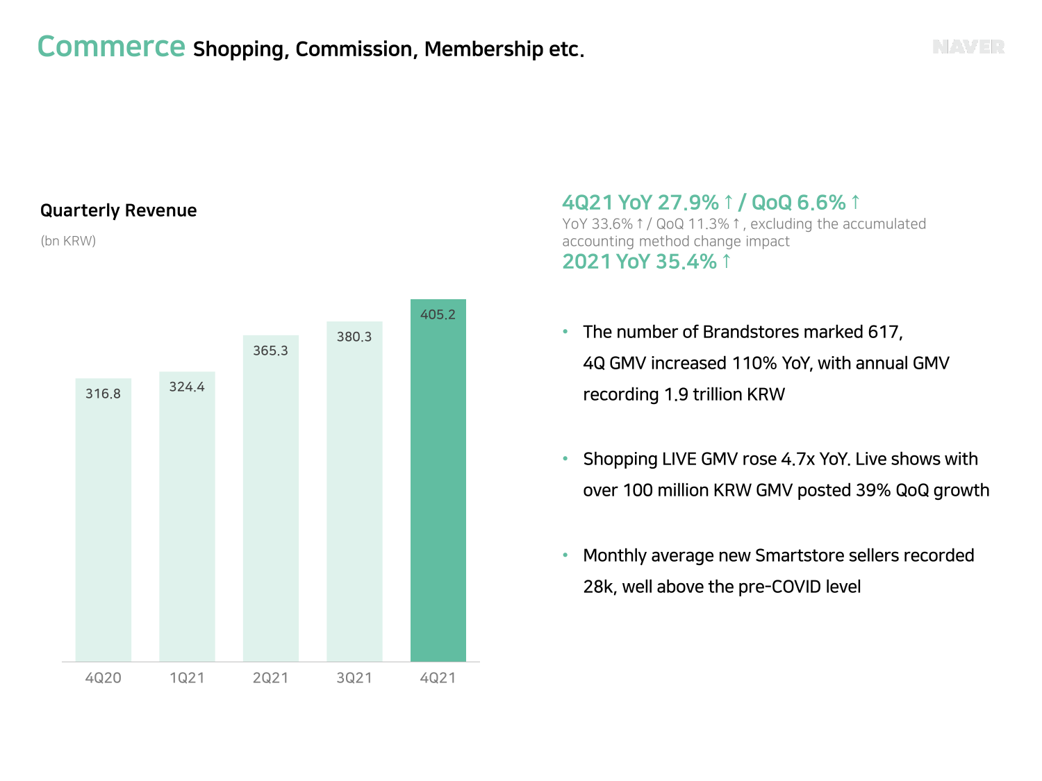# Commerce Shopping, Commission, Membership etc.

## Quarterly Revenue

(bn KRW)

| 4Q20 | 1Q21 | 2Q21 | 3Q21 | 4Q21 |
|---|---|---|---|---|
| 316.8 | 324.4 | 365.3 | 380.3 | 405.2 |

**4Q21 YoY 27.9%↑ / QoQ 6.6%↑**

YoY 33.6%↑ / QoQ 11.3%↑, excluding the accumulated accounting method change impact

**2021 YoY 35.4%↑**

- The number of Brandstores marked 617, 4Q GMV increased 110% YoY, with annual GMV recording 1.9 trillion KRW
- Shopping LIVE GMV rose 4.7x YoY. Live shows with over 100 million KRW GMV posted 39% QoQ growth
- Monthly average new Smartstore sellers recorded 28k, well above the pre-COVID level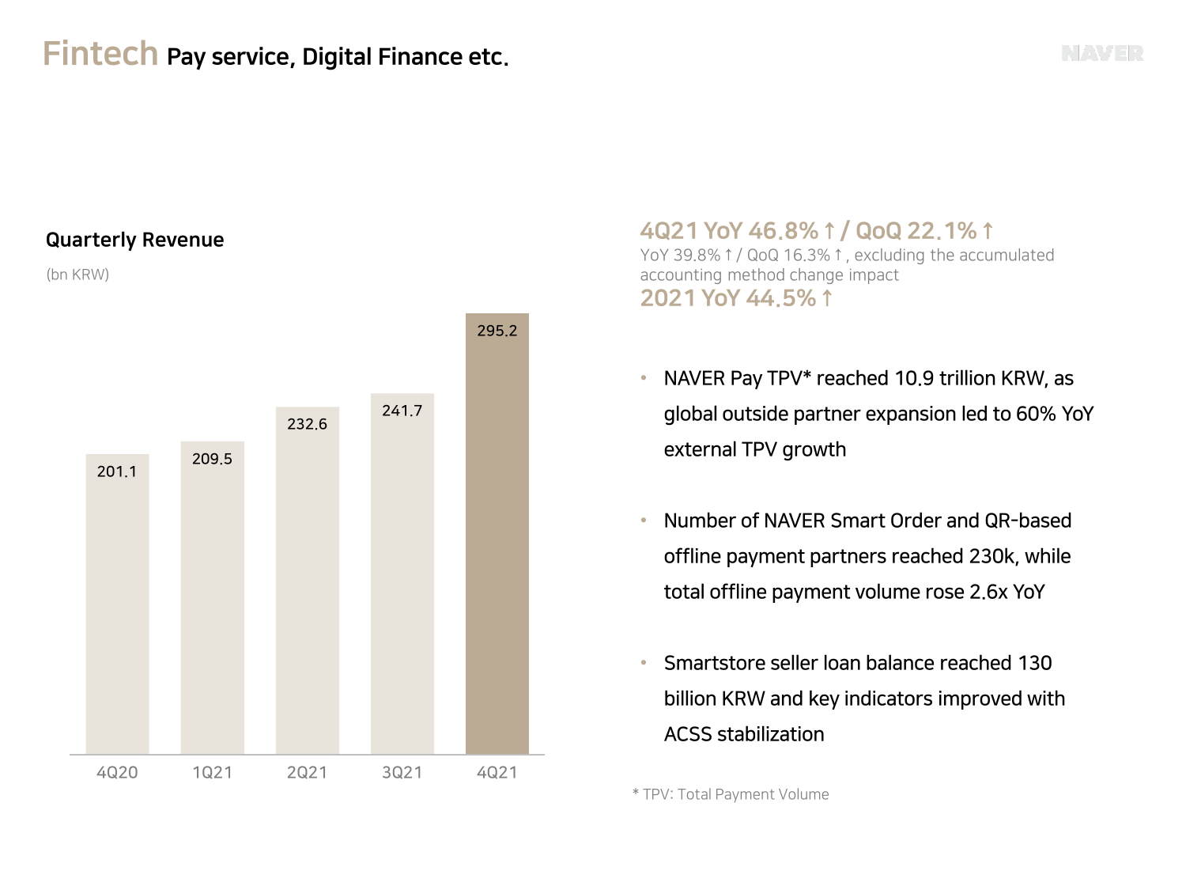# Fintech Pay service, Digital Finance etc.

## Quarterly Revenue

(bn KRW)

| 4Q20 | 1Q21 | 2Q21 | 3Q21 | 4Q21 |
|---|---|---|---|---|
| 201.1 | 209.5 | 232.6 | 241.7 | 295.2 |

### 4Q21 YoY 46.8%↑ / QoQ 22.1%↑

YoY 39.8%↑ / QoQ 16.3%↑, excluding the accumulated accounting method change impact

### 2021 YoY 44.5%↑

- NAVER Pay TPV* reached 10.9 trillion KRW, as global outside partner expansion led to 60% YoY external TPV growth
- Number of NAVER Smart Order and QR-based offline payment partners reached 230k, while total offline payment volume rose 2.6x YoY
- Smartstore seller loan balance reached 130 billion KRW and key indicators improved with ACSS stabilization

\* TPV: Total Payment Volume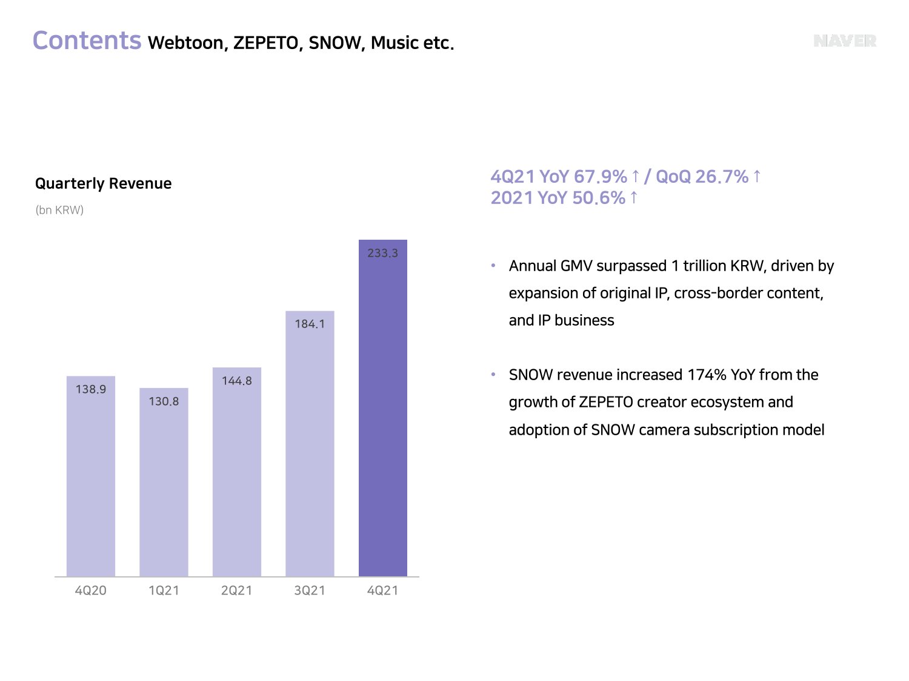# Contents Webtoon, ZEPETO, SNOW, Music etc.

## Quarterly Revenue

(bn KRW)

| 4Q20 | 1Q21 | 2Q21 | 3Q21 | 4Q21 |
|---|---|---|---|---|
| 138.9 | 130.8 | 144.8 | 184.1 | 233.3 |

**4Q21 YoY 67.9% ↑ / QoQ 26.7% ↑**
**2021 YoY 50.6% ↑**

- Annual GMV surpassed 1 trillion KRW, driven by expansion of original IP, cross-border content, and IP business
- SNOW revenue increased 174% YoY from the growth of ZEPETO creator ecosystem and adoption of SNOW camera subscription model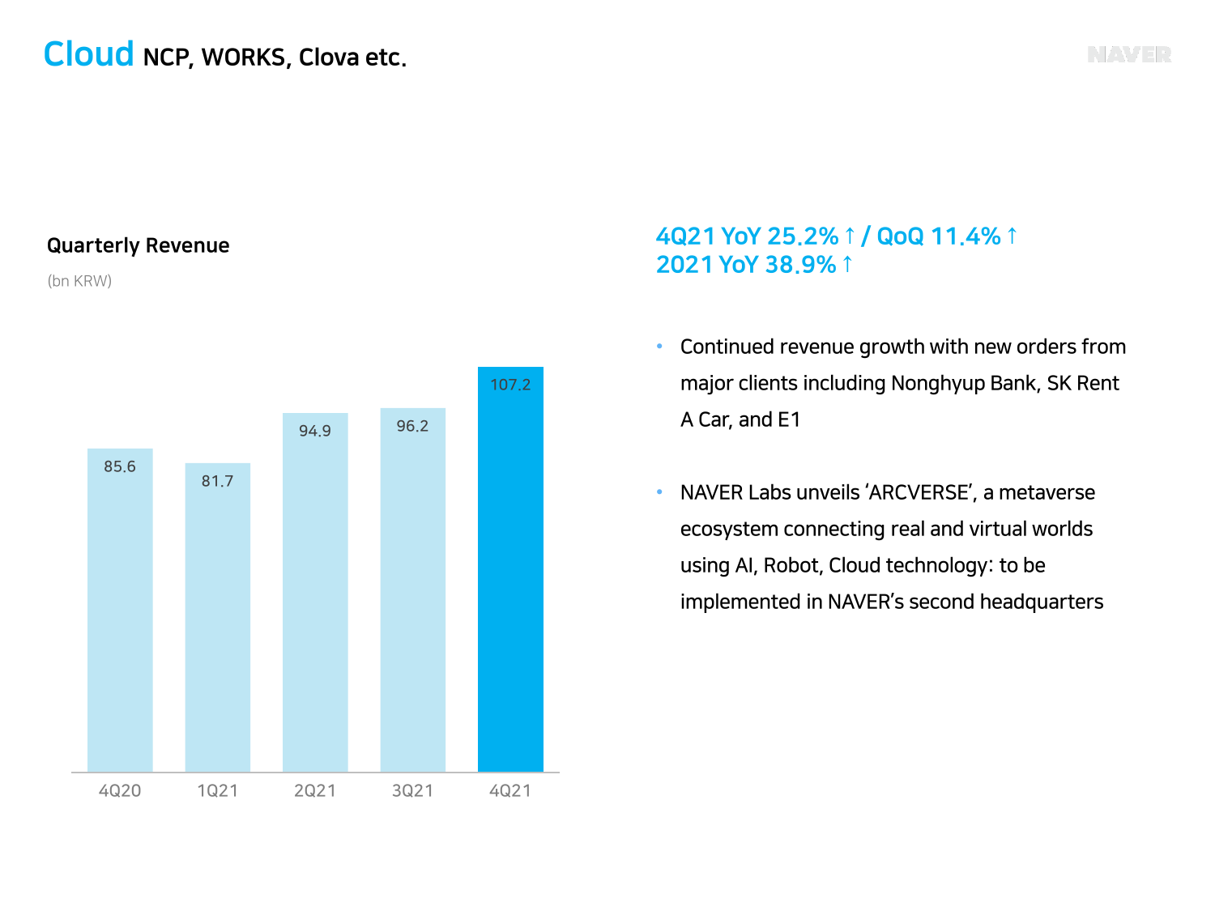# Cloud NCP, WORKS, Clova etc.

## Quarterly Revenue

(bn KRW)

| 4Q20 | 1Q21 | 2Q21 | 3Q21 | 4Q21 |
|---|---|---|---|---|
| 85.6 | 81.7 | 94.9 | 96.2 | 107.2 |

**4Q21 YoY 25.2%↑ / QoQ 11.4%↑**
**2021 YoY 38.9%↑**

- Continued revenue growth with new orders from major clients including Nonghyup Bank, SK Rent A Car, and E1
- NAVER Labs unveils 'ARCVERSE', a metaverse ecosystem connecting real and virtual worlds using AI, Robot, Cloud technology: to be implemented in NAVER's second headquarters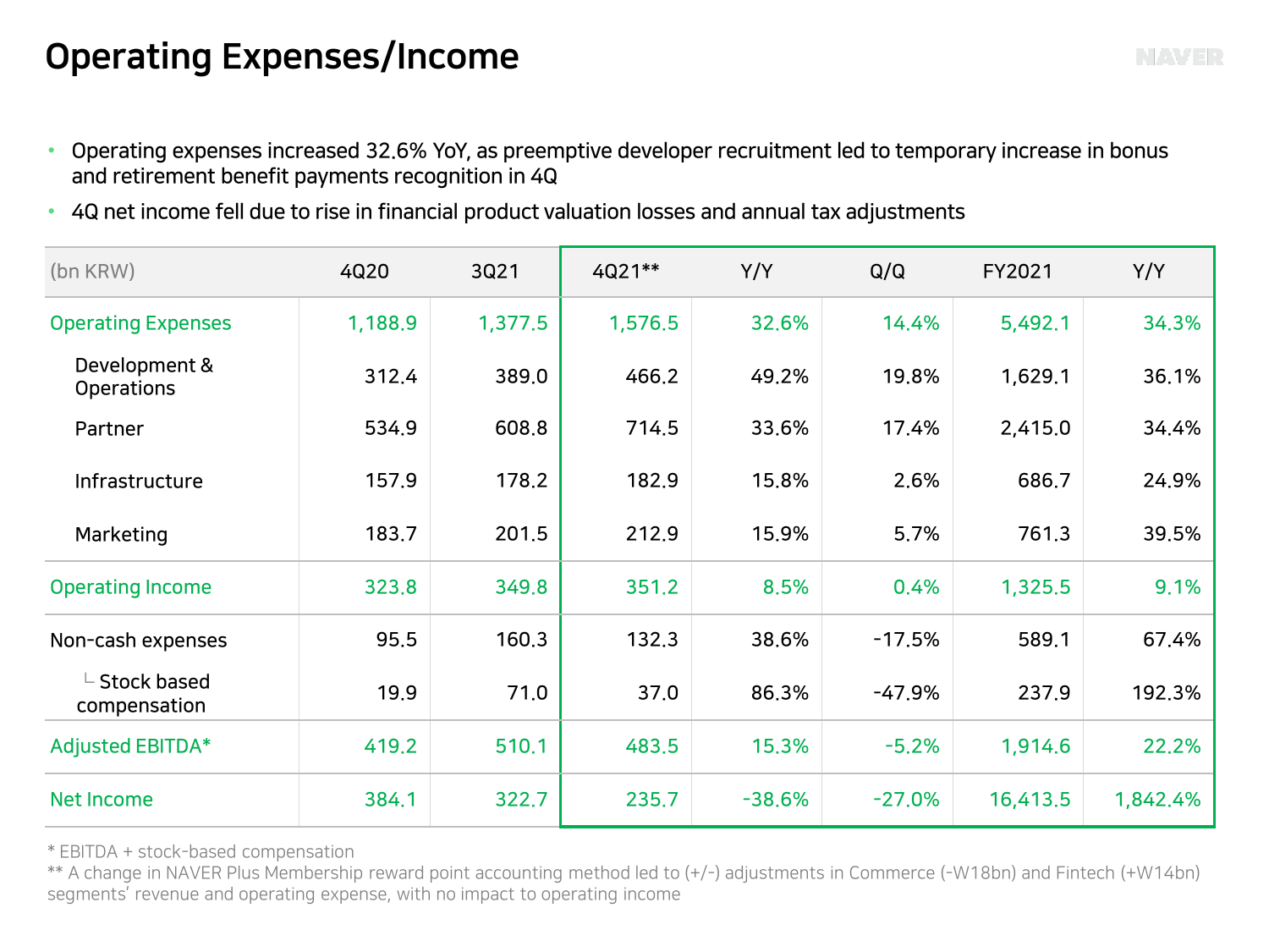# Operating Expenses/Income

- Operating expenses increased 32.6% YoY, as preemptive developer recruitment led to temporary increase in bonus and retirement benefit payments recognition in 4Q
- 4Q net income fell due to rise in financial product valuation losses and annual tax adjustments

| (bn KRW) | 4Q20 | 3Q21 | 4Q21** | Y/Y | Q/Q | FY2021 | Y/Y |
|---|---|---|---|---|---|---|---|
| Operating Expenses | 1,188.9 | 1,377.5 | 1,576.5 | 32.6% | 14.4% | 5,492.1 | 34.3% |
| Development & Operations | 312.4 | 389.0 | 466.2 | 49.2% | 19.8% | 1,629.1 | 36.1% |
| Partner | 534.9 | 608.8 | 714.5 | 33.6% | 17.4% | 2,415.0 | 34.4% |
| Infrastructure | 157.9 | 178.2 | 182.9 | 15.8% | 2.6% | 686.7 | 24.9% |
| Marketing | 183.7 | 201.5 | 212.9 | 15.9% | 5.7% | 761.3 | 39.5% |
| Operating Income | 323.8 | 349.8 | 351.2 | 8.5% | 0.4% | 1,325.5 | 9.1% |
| Non-cash expenses | 95.5 | 160.3 | 132.3 | 38.6% | -17.5% | 589.1 | 67.4% |
| └ Stock based compensation | 19.9 | 71.0 | 37.0 | 86.3% | -47.9% | 237.9 | 192.3% |
| Adjusted EBITDA* | 419.2 | 510.1 | 483.5 | 15.3% | -5.2% | 1,914.6 | 22.2% |
| Net Income | 384.1 | 322.7 | 235.7 | -38.6% | -27.0% | 16,413.5 | 1,842.4% |

* EBITDA + stock-based compensation
** A change in NAVER Plus Membership reward point accounting method led to (+/-) adjustments in Commerce (-W18bn) and Fintech (+W14bn) segments' revenue and operating expense, with no impact to operating income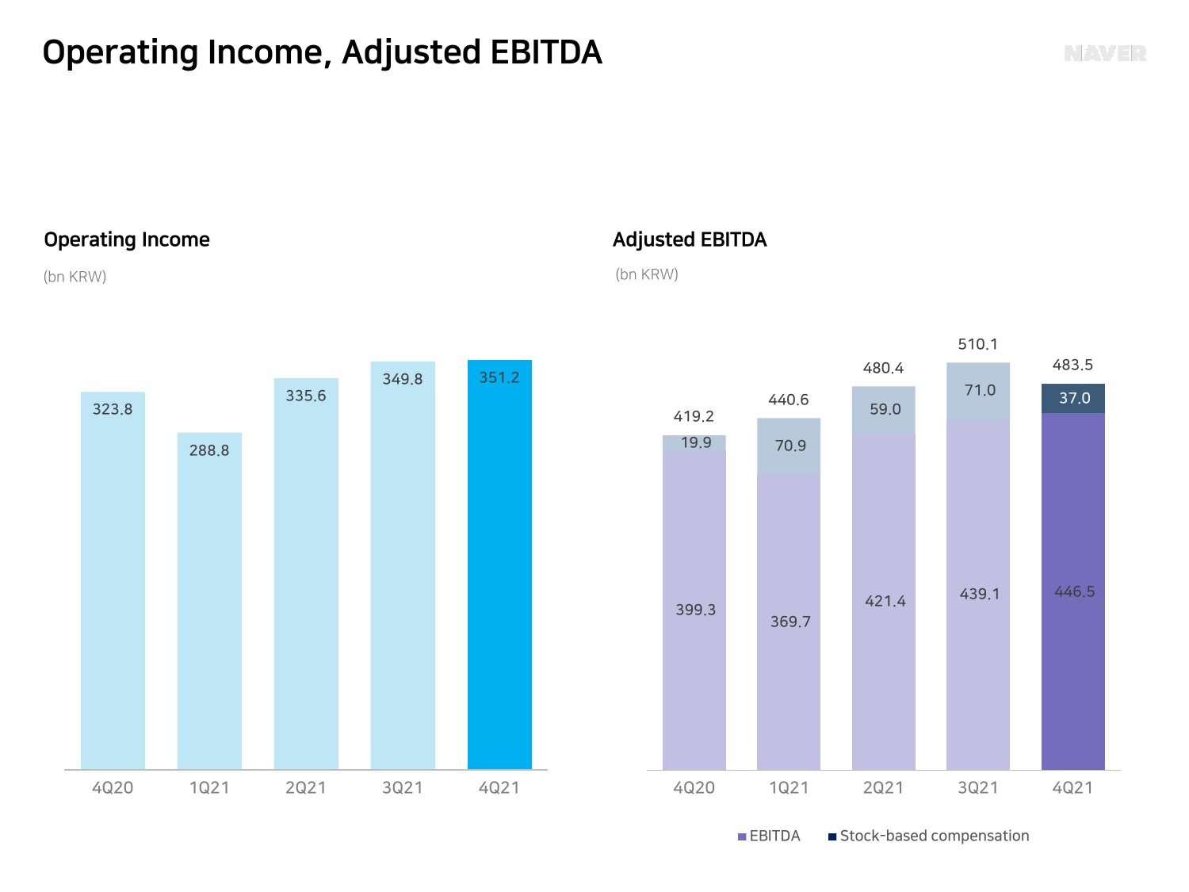# Operating Income, Adjusted EBITDA

## Operating Income

(bn KRW)

| | 4Q20 | 1Q21 | 2Q21 | 3Q21 | 4Q21 |
|---|---|---|---|---|---|
| Operating Income | 323.8 | 288.8 | 335.6 | 349.8 | 351.2 |

## Adjusted EBITDA

(bn KRW)

| | 4Q20 | 1Q21 | 2Q21 | 3Q21 | 4Q21 |
|---|---|---|---|---|---|
| EBITDA | 399.3 | 369.7 | 421.4 | 439.1 | 446.5 |
| Stock-based compensation | 19.9 | 70.9 | 59.0 | 71.0 | 37.0 |
| Adjusted EBITDA | 419.2 | 440.6 | 480.4 | 510.1 | 483.5 |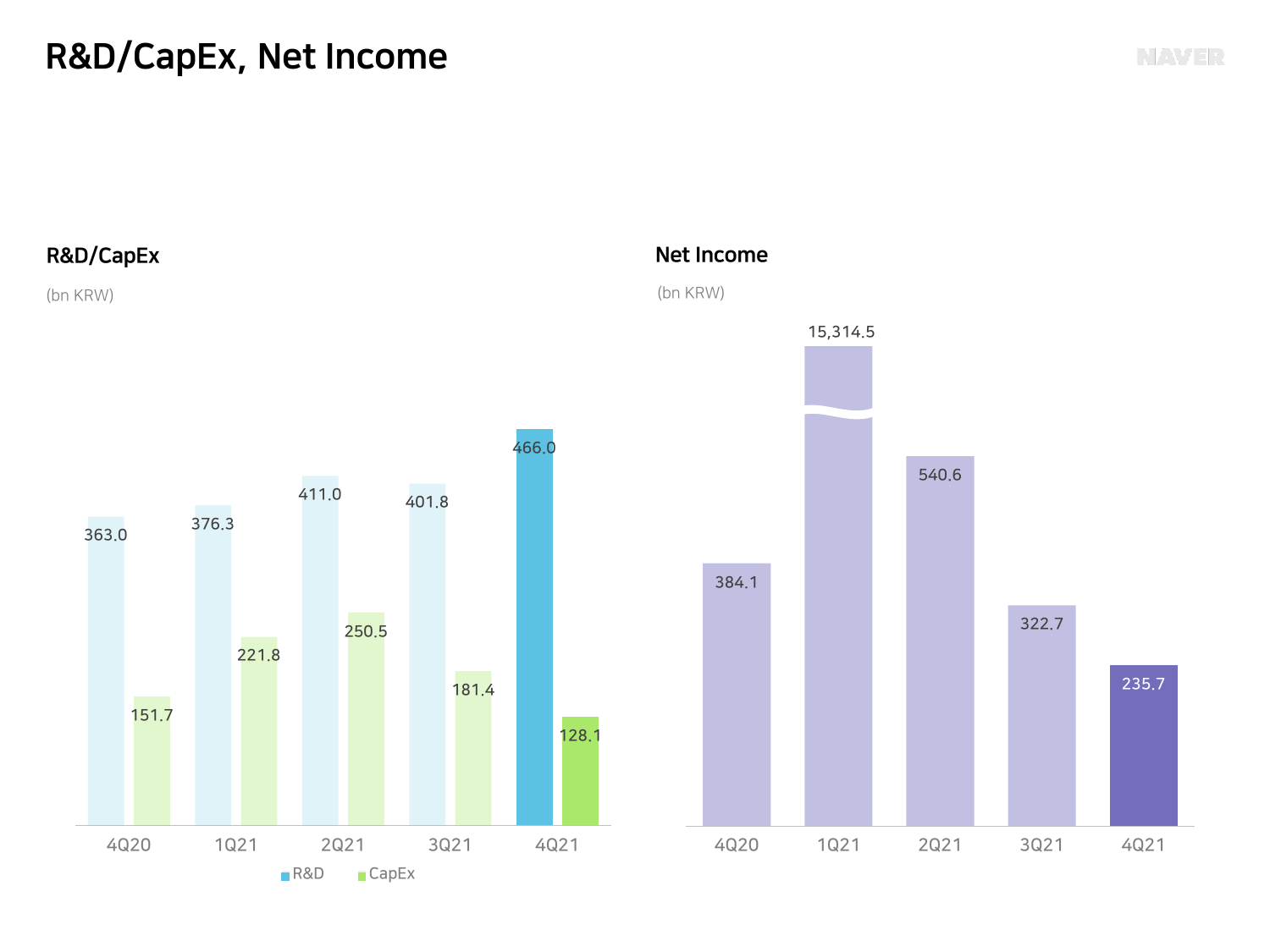# R&D/CapEx, Net Income

## R&D/CapEx

(bn KRW)

| | 4Q20 | 1Q21 | 2Q21 | 3Q21 | 4Q21 |
|---|---|---|---|---|---|
| R&D | 363.0 | 376.3 | 411.0 | 401.8 | 466.0 |
| CapEx | 151.7 | 221.8 | 250.5 | 181.4 | 128.1 |

## Net Income

(bn KRW)

| | 4Q20 | 1Q21 | 2Q21 | 3Q21 | 4Q21 |
|---|---|---|---|---|---|
| Net Income | 384.1 | 15,314.5 | 540.6 | 322.7 | 235.7 |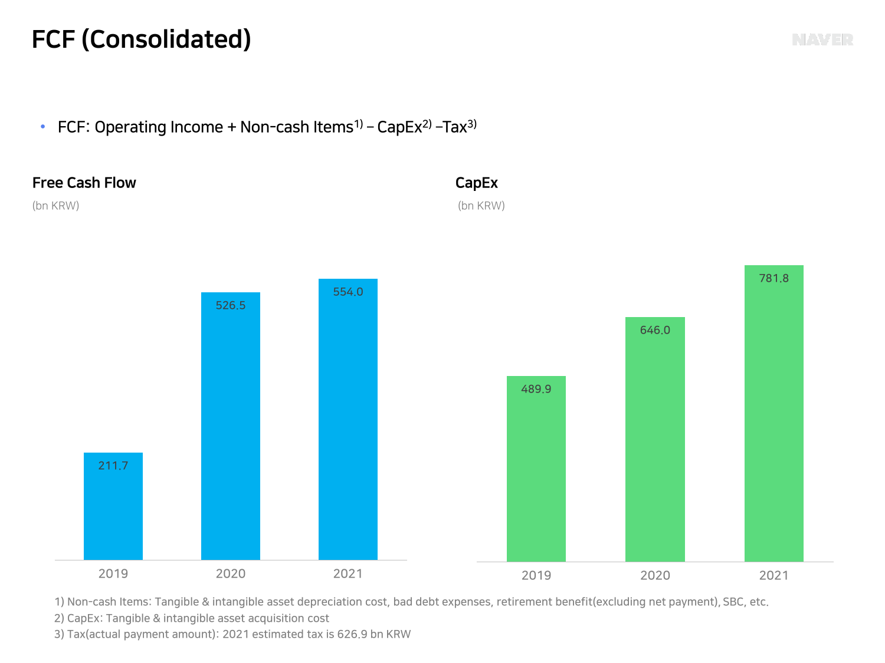# FCF (Consolidated)

- FCF: Operating Income + Non-cash Items[1) ] – CapEx[2)] –Tax[3)]

### Free Cash Flow

(bn KRW)

| | 2019 | 2020 | 2021 |
|---|---|---|---|
| Free Cash Flow | 211.7 | 526.5 | 554.0 |

### CapEx

(bn KRW)

| | 2019 | 2020 | 2021 |
|---|---|---|---|
| CapEx | 489.9 | 646.0 | 781.8 |

1) Non-cash Items: Tangible & intangible asset depreciation cost, bad debt expenses, retirement benefit(excluding net payment), SBC, etc.
2) CapEx: Tangible & intangible asset acquisition cost
3) Tax(actual payment amount): 2021 estimated tax is 626.9 bn KRW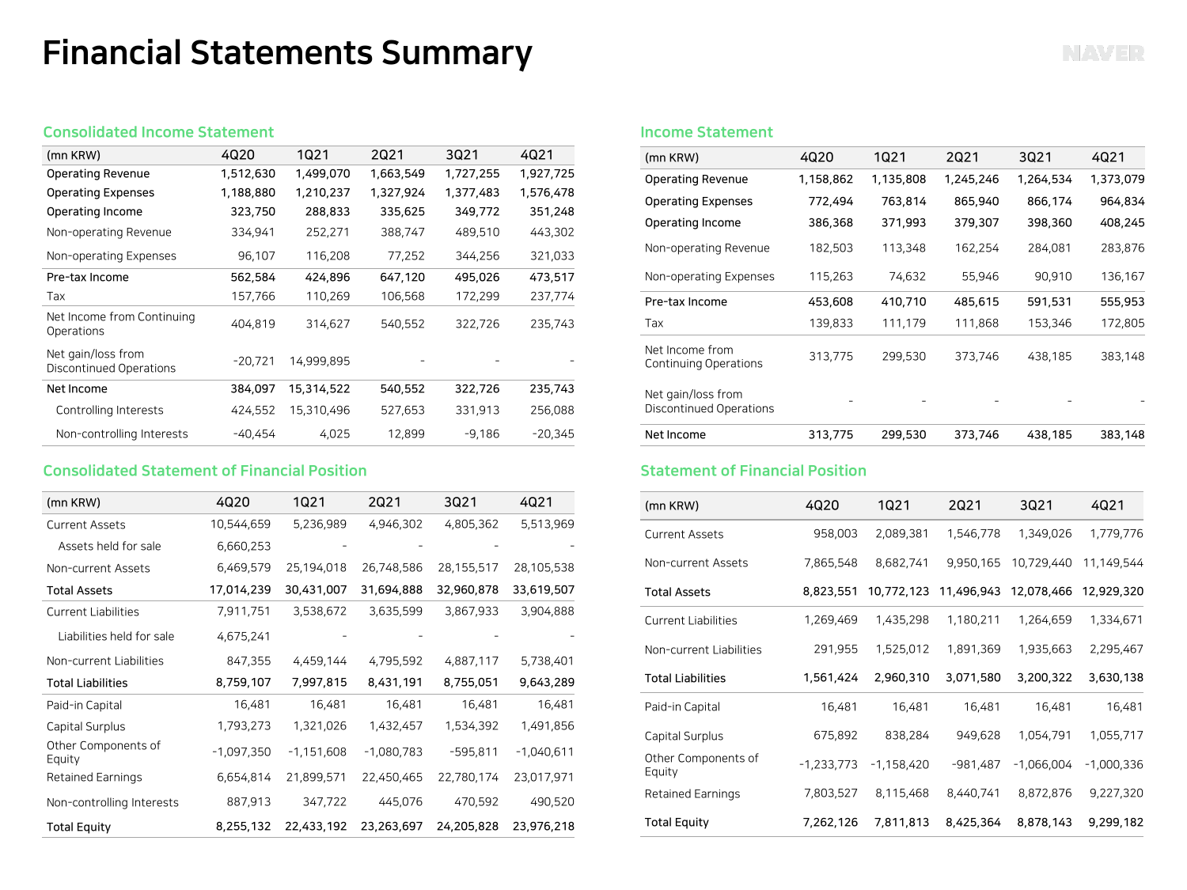# Financial Statements Summary

## Consolidated Income Statement

| (mn KRW) | 4Q20 | 1Q21 | 2Q21 | 3Q21 | 4Q21 |
|---|---|---|---|---|---|
| Operating Revenue | 1,512,630 | 1,499,070 | 1,663,549 | 1,727,255 | 1,927,725 |
| Operating Expenses | 1,188,880 | 1,210,237 | 1,327,924 | 1,377,483 | 1,576,478 |
| Operating Income | 323,750 | 288,833 | 335,625 | 349,772 | 351,248 |
| Non-operating Revenue | 334,941 | 252,271 | 388,747 | 489,510 | 443,302 |
| Non-operating Expenses | 96,107 | 116,208 | 77,252 | 344,256 | 321,033 |
| Pre-tax Income | 562,584 | 424,896 | 647,120 | 495,026 | 473,517 |
| Tax | 157,766 | 110,269 | 106,568 | 172,299 | 237,774 |
| Net Income from Continuing Operations | 404,819 | 314,627 | 540,552 | 322,726 | 235,743 |
| Net gain/loss from Discontinued Operations | -20,721 | 14,999,895 | - | - | - |
| Net Income | 384,097 | 15,314,522 | 540,552 | 322,726 | 235,743 |
| Controlling Interests | 424,552 | 15,310,496 | 527,653 | 331,913 | 256,088 |
| Non-controlling Interests | -40,454 | 4,025 | 12,899 | -9,186 | -20,345 |

## Consolidated Statement of Financial Position

| (mn KRW) | 4Q20 | 1Q21 | 2Q21 | 3Q21 | 4Q21 |
|---|---|---|---|---|---|
| Current Assets | 10,544,659 | 5,236,989 | 4,946,302 | 4,805,362 | 5,513,969 |
| Assets held for sale | 6,660,253 | - | - | - | - |
| Non-current Assets | 6,469,579 | 25,194,018 | 26,748,586 | 28,155,517 | 28,105,538 |
| Total Assets | 17,014,239 | 30,431,007 | 31,694,888 | 32,960,878 | 33,619,507 |
| Current Liabilities | 7,911,751 | 3,538,672 | 3,635,599 | 3,867,933 | 3,904,888 |
| Liabilities held for sale | 4,675,241 | - | - | - | - |
| Non-current Liabilities | 847,355 | 4,459,144 | 4,795,592 | 4,887,117 | 5,738,401 |
| Total Liabilities | 8,759,107 | 7,997,815 | 8,431,191 | 8,755,051 | 9,643,289 |
| Paid-in Capital | 16,481 | 16,481 | 16,481 | 16,481 | 16,481 |
| Capital Surplus | 1,793,273 | 1,321,026 | 1,432,457 | 1,534,392 | 1,491,856 |
| Other Components of Equity | -1,097,350 | -1,151,608 | -1,080,783 | -595,811 | -1,040,611 |
| Retained Earnings | 6,654,814 | 21,899,571 | 22,450,465 | 22,780,174 | 23,017,971 |
| Non-controlling Interests | 887,913 | 347,722 | 445,076 | 470,592 | 490,520 |
| Total Equity | 8,255,132 | 22,433,192 | 23,263,697 | 24,205,828 | 23,976,218 |

## Income Statement

| (mn KRW) | 4Q20 | 1Q21 | 2Q21 | 3Q21 | 4Q21 |
|---|---|---|---|---|---|
| Operating Revenue | 1,158,862 | 1,135,808 | 1,245,246 | 1,264,534 | 1,373,079 |
| Operating Expenses | 772,494 | 763,814 | 865,940 | 866,174 | 964,834 |
| Operating Income | 386,368 | 371,993 | 379,307 | 398,360 | 408,245 |
| Non-operating Revenue | 182,503 | 113,348 | 162,254 | 284,081 | 283,876 |
| Non-operating Expenses | 115,263 | 74,632 | 55,946 | 90,910 | 136,167 |
| Pre-tax Income | 453,608 | 410,710 | 485,615 | 591,531 | 555,953 |
| Tax | 139,833 | 111,179 | 111,868 | 153,346 | 172,805 |
| Net Income from Continuing Operations | 313,775 | 299,530 | 373,746 | 438,185 | 383,148 |
| Net gain/loss from Discontinued Operations | - | - | - | - | - |
| Net Income | 313,775 | 299,530 | 373,746 | 438,185 | 383,148 |

## Statement of Financial Position

| (mn KRW) | 4Q20 | 1Q21 | 2Q21 | 3Q21 | 4Q21 |
|---|---|---|---|---|---|
| Current Assets | 958,003 | 2,089,381 | 1,546,778 | 1,349,026 | 1,779,776 |
| Non-current Assets | 7,865,548 | 8,682,741 | 9,950,165 | 10,729,440 | 11,149,544 |
| Total Assets | 8,823,551 | 10,772,123 | 11,496,943 | 12,078,466 | 12,929,320 |
| Current Liabilities | 1,269,469 | 1,435,298 | 1,180,211 | 1,264,659 | 1,334,671 |
| Non-current Liabilities | 291,955 | 1,525,012 | 1,891,369 | 1,935,663 | 2,295,467 |
| Total Liabilities | 1,561,424 | 2,960,310 | 3,071,580 | 3,200,322 | 3,630,138 |
| Paid-in Capital | 16,481 | 16,481 | 16,481 | 16,481 | 16,481 |
| Capital Surplus | 675,892 | 838,284 | 949,628 | 1,054,791 | 1,055,717 |
| Other Components of Equity | -1,233,773 | -1,158,420 | -981,487 | -1,066,004 | -1,000,336 |
| Retained Earnings | 7,803,527 | 8,115,468 | 8,440,741 | 8,872,876 | 9,227,320 |
| Total Equity | 7,262,126 | 7,811,813 | 8,425,364 | 8,878,143 | 9,299,182 |